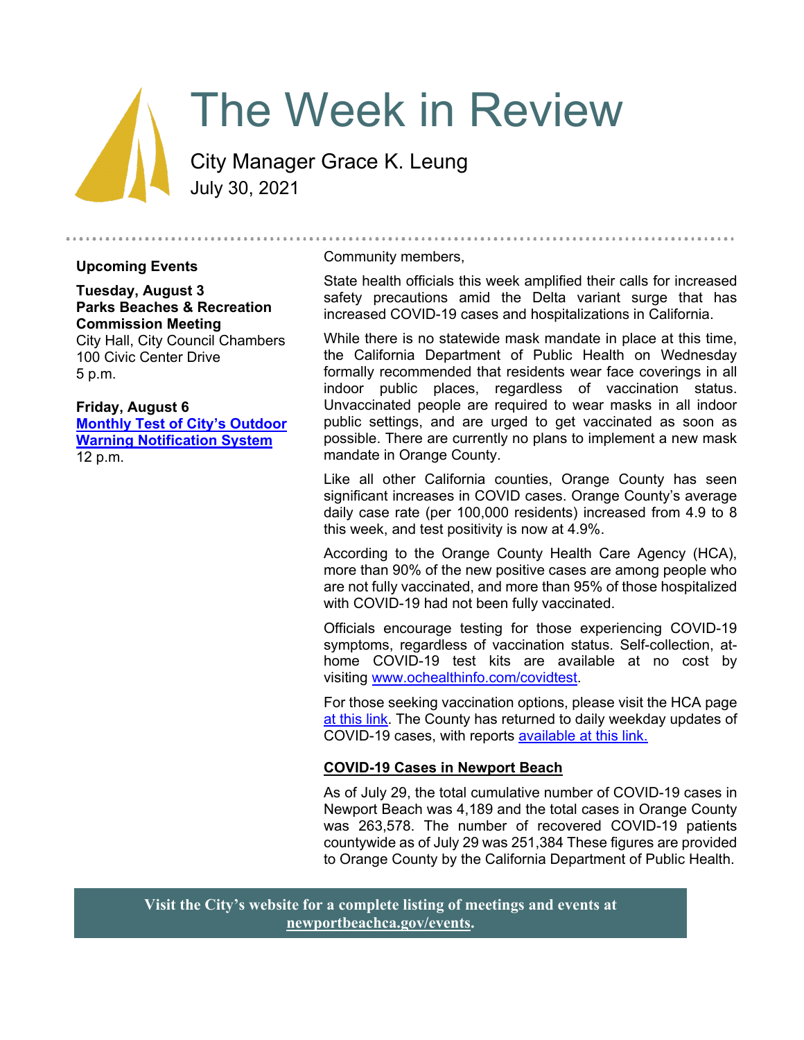# The Week in Review

City Manager Grace K. Leung
July 30, 2021

**Upcoming Events**

**Tuesday, August 3**
**Parks Beaches & Recreation Commission Meeting**
City Hall, City Council Chambers
100 Civic Center Drive
5 p.m.

**Friday, August 6**
**[Monthly Test of City's Outdoor Warning Notification System]()**
12 p.m.

Community members,

State health officials this week amplified their calls for increased safety precautions amid the Delta variant surge that has increased COVID-19 cases and hospitalizations in California.

While there is no statewide mask mandate in place at this time, the California Department of Public Health on Wednesday formally recommended that residents wear face coverings in all indoor public places, regardless of vaccination status. Unvaccinated people are required to wear masks in all indoor public settings, and are urged to get vaccinated as soon as possible. There are currently no plans to implement a new mask mandate in Orange County.

Like all other California counties, Orange County has seen significant increases in COVID cases. Orange County's average daily case rate (per 100,000 residents) increased from 4.9 to 8 this week, and test positivity is now at 4.9%.

According to the Orange County Health Care Agency (HCA), more than 90% of the new positive cases are among people who are not fully vaccinated, and more than 95% of those hospitalized with COVID-19 had not been fully vaccinated.

Officials encourage testing for those experiencing COVID-19 symptoms, regardless of vaccination status. Self-collection, at-home COVID-19 test kits are available at no cost by visiting [www.ochealthinfo.com/covidtest](www.ochealthinfo.com/covidtest).

For those seeking vaccination options, please visit the HCA page [at this link](). The County has returned to daily weekday updates of COVID-19 cases, with reports [available at this link.]()

**COVID-19 Cases in Newport Beach**

As of July 29, the total cumulative number of COVID-19 cases in Newport Beach was 4,189 and the total cases in Orange County was 263,578. The number of recovered COVID-19 patients countywide as of July 29 was 251,384 These figures are provided to Orange County by the California Department of Public Health.

**Visit the City's website for a complete listing of meetings and events at [newportbeachca.gov/events](newportbeachca.gov/events).**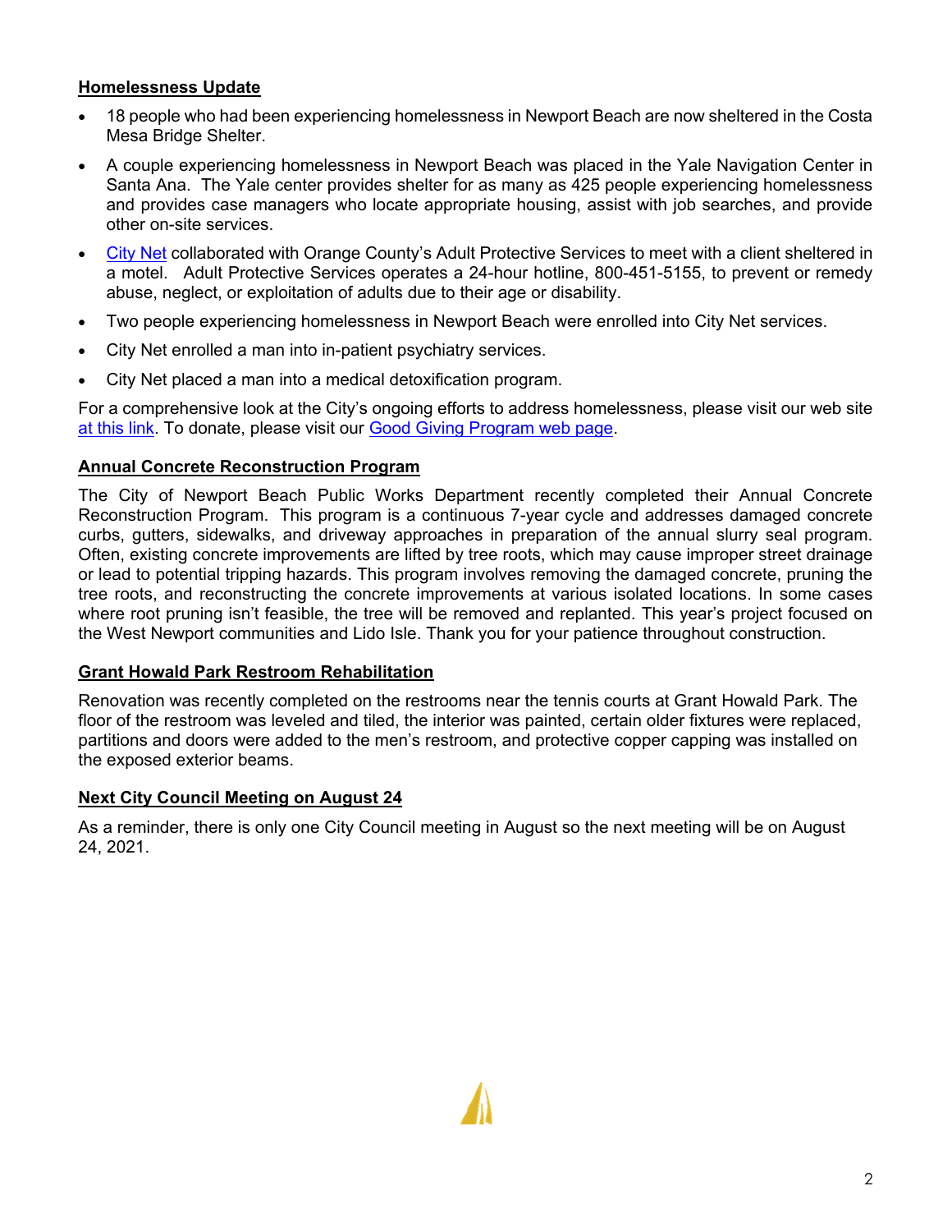## Homelessness Update

- 18 people who had been experiencing homelessness in Newport Beach are now sheltered in the Costa Mesa Bridge Shelter.
- A couple experiencing homelessness in Newport Beach was placed in the Yale Navigation Center in Santa Ana. The Yale center provides shelter for as many as 425 people experiencing homelessness and provides case managers who locate appropriate housing, assist with job searches, and provide other on-site services.
- City Net collaborated with Orange County's Adult Protective Services to meet with a client sheltered in a motel. Adult Protective Services operates a 24-hour hotline, 800-451-5155, to prevent or remedy abuse, neglect, or exploitation of adults due to their age or disability.
- Two people experiencing homelessness in Newport Beach were enrolled into City Net services.
- City Net enrolled a man into in-patient psychiatry services.
- City Net placed a man into a medical detoxification program.

For a comprehensive look at the City's ongoing efforts to address homelessness, please visit our web site at this link. To donate, please visit our Good Giving Program web page.

## Annual Concrete Reconstruction Program

The City of Newport Beach Public Works Department recently completed their Annual Concrete Reconstruction Program. This program is a continuous 7-year cycle and addresses damaged concrete curbs, gutters, sidewalks, and driveway approaches in preparation of the annual slurry seal program. Often, existing concrete improvements are lifted by tree roots, which may cause improper street drainage or lead to potential tripping hazards. This program involves removing the damaged concrete, pruning the tree roots, and reconstructing the concrete improvements at various isolated locations. In some cases where root pruning isn't feasible, the tree will be removed and replanted. This year's project focused on the West Newport communities and Lido Isle. Thank you for your patience throughout construction.

## Grant Howald Park Restroom Rehabilitation

Renovation was recently completed on the restrooms near the tennis courts at Grant Howald Park. The floor of the restroom was leveled and tiled, the interior was painted, certain older fixtures were replaced, partitions and doors were added to the men's restroom, and protective copper capping was installed on the exposed exterior beams.

## Next City Council Meeting on August 24

As a reminder, there is only one City Council meeting in August so the next meeting will be on August 24, 2021.